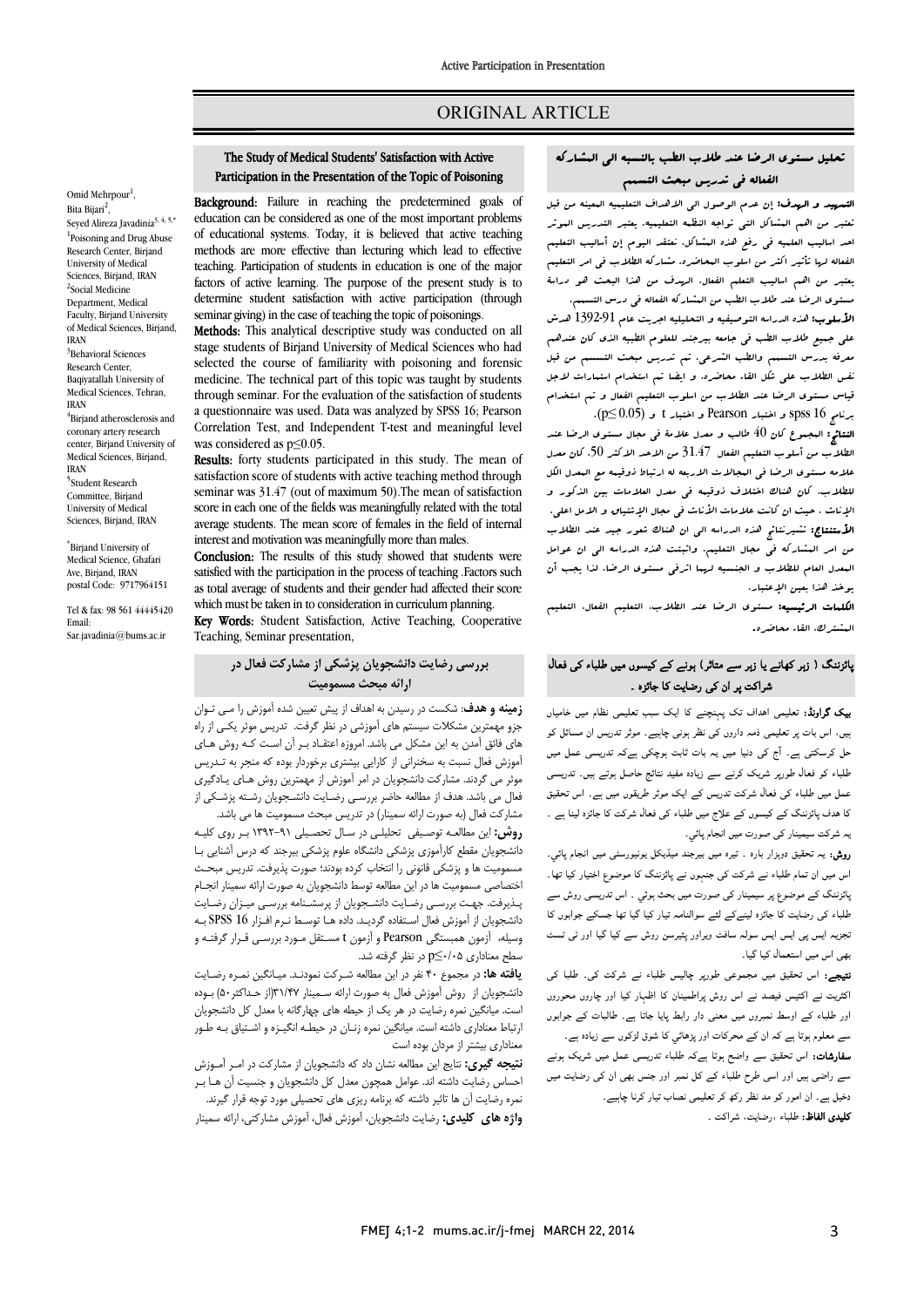ORIGINAL ARTICLE

# The Study of Medical Students' Satisfaction with Active Participation in the Presentation of the Topic of Poisoning

Omid Mehrpour[1], Bita Bijari[2], Seyed Alireza Javadinia[3, 4, 5,*]

[1]Poisoning and Drug Abuse Research Center, Birjand University of Medical Sciences, Birjand, IRAN

[2]Social Medicine Department, Medical Faculty, Birjand University of Medical Sciences, Birjand, IRAN

[3]Behavioral Sciences Research Center, Baqiyatallah University of Medical Sciences, Tehran, IRAN

[4]Birjand atherosclerosis and coronary artery research center, Birjand University of Medical Sciences, Birjand, IRAN

[5]Student Research Committee, Birjand University of Medical Sciences, Birjand, IRAN

*Birjand University of Medical Science, Ghafari Ave, Birjand, IRAN postal Code: 9717964151

Tel & fax: 98 561 44445420
Email: Sar.javadinia@bums.ac.ir

**Background:** Failure in reaching the predetermined goals of education can be considered as one of the most important problems of educational systems. Today, it is believed that active teaching methods are more effective than lecturing which lead to effective teaching. Participation of students in education is one of the major factors of active learning. The purpose of the present study is to determine student satisfaction with active participation (through seminar giving) in the case of teaching the topic of poisonings.

**Methods:** This analytical descriptive study was conducted on all stage students of Birjand University of Medical Sciences who had selected the course of familiarity with poisoning and forensic medicine. The technical part of this topic was taught by students through seminar. For the evaluation of the satisfaction of students a questionnaire was used. Data was analyzed by SPSS 16; Pearson Correlation Test, and Independent T-test and meaningful level was considered as $p \leq 0.05$.

**Results:** forty students participated in this study. The mean of satisfaction score of students with active teaching method through seminar was 31.47 (out of maximum 50).The mean of satisfaction score in each one of the fields was meaningfully related with the total average students. The mean score of females in the field of internal interest and motivation was meaningfully more than males.

**Conclusion:** The results of this study showed that students were satisfied with the participation in the process of teaching .Factors such as total average of students and their gender had affected their score which must be taken in to consideration in curriculum planning.

**Key Words:** Student Satisfaction, Active Teaching, Cooperative Teaching, Seminar presentation,

# تحليل مستوى الرضا عند طلاب الطب بالنسبه الى المشاركه الفعاله في تدريس مبحث التسمم

**التمهيد و الهدف:** إن عدم الوصول الى الاهداف التعليميه المعينه من قبل تعتبر من اهم المشاكل التي تواجه النظمه التعليميه. يعتبر التدريس الموثر احد اساليب العلميه في رفع هذه المشاكل. نعتقد اليوم إن أساليب التعليم الفعاله لها تأثير اكثر من اسلوب المحاضره. مشاركه الطلاب في امر التعليم يعتبر من اهم اساليب التعلم الفعال. الهدف من هذا البحث هو دراسة مستوى الرضا عند طلاب الطب من المشاركه الفعاله في درس التسمم.

**الأسلوب:** هذه الدراسه التوصيفيه و التحليليه اجريت عام 91-1392 هدش على جميع طلاب الطب في جامعه بيرجند للعلوم الطبيه الذى كان عندهم معرفه بدرس التسمم والطب الشرعي. تم تدريس مبحث التسمم من قبل نفس الطلاب على شكل القاء محاضره. و ايضا تم استخدام استمارات لاجل قياس مستوى الرضا عند الطلاب من اسلوب التعليم الفعال و تم استخدام برنامج spss 16 و اختبار Pearson و اختبار t و ($p\leq 0.05$).

**النتائج:** المجموع كان 40 طالب و معدل علامة في مجال مستوى الرضا عند الطلاب من أسلوب التعليم الفعال 31.47 من الاحد الاكثر 50. كان معدل علامه مستوى الرضا في المجالات الاربعه له ارتباط ذوقيمه مع المعدل الكل للطلاب. كان هناك اختلاف ذوقيمه في معدل العلامات بين الذكور و الإناث ، حيث ان كانت علامات الأناث في مجال الإشتياق و الامل اعلى.

**الأستنتاج:** تشيرنتائج هذه الدراسه الى ان هناك شعور جيد عند الطلاب من امر المشاركه في مجال التعليم. واثبتت هذه الدراسه الى ان عوامل المعدل العام للطلاب و الجنسيه لهما اثرفي مستوى الرضا، لذا يجب أن يوخذ هذا بعين الإعتبار.

**الكلمات الرئيسيه:** مستوى الرضا عند الطلاب، التعليم الفعال، التعليم المشترك، القاء محاضره.

# بررسی رضایت دانشجویان پزشکی از مشارکت فعال در ارائه مبحث مسمومیت

**زمینه و هدف:** شکست در رسیدن به اهداف از پیش تعیین شده آموزش را می توان جزو مهمترین مشکلات سیستم های آموزشی در نظر گرفت. تدریس موثر یکی از راه های فائق آمدن به این مشکل می باشد. امروزه اعتقاد بر آن است که روش های آموزش فعال نسبت به سخنرانی از کارایی بیشتری برخوردار بوده که منجر به تدریس موثر می گردند. مشارکت دانشجویان در امر آموزش از مهمترین روش های یادگیری فعال می باشد. هدف از مطالعه حاضر بررسی رضایت دانشجویان رشته پزشکی از مشارکت فعال (به صورت ارائه سمینار) در تدریس مبحث مسمومیت ها می باشد.

**روش:** این مطالعه توصیفی تحلیلی در سال تحصیلی ۹۱-۱۳۹۲ بر روی کلیه دانشجویان مقطع کارآموزی دانشگاه علوم پزشکی بیرجند که درس آشنایی با مسمومیت ها و پزشکی قانونی را انتخاب کرده بودند؛ صورت پذیرفت. تدریس مبحث اختصاصی مسمومیت ها در این مطالعه توسط دانشجویان به صورت ارائه سمینار انجام پذیرفت. جهت بررسی رضایت دانشجویان از پرسشنامه بررسی میزان رضایت دانشجویان از آموزش فعال استفاده گردید. داده ها توسط نرم افزار SPSS 16 به وسیله، آزمون همبستگی Pearson و آزمون t مستقل مورد بررسی قرار گرفته و سطح معناداری $p\leq 0/05$ در نظر گرفته شد.

**یافته ها:** در مجموع ۴۰ نفر در این مطالعه شرکت نمودند. میانگین نمره رضایت دانشجویان از روش آموزش فعال به صورت ارائه سمینار ۳۱/۴۷ (از حداکثر ۵۰) بوده است. میانگین نمره رضایت در هر یک از حیطه های چهارگانه با معدل کل دانشجویان ارتباط معناداری داشته است. میانگین نمره زنان در حیطه انگیزه و اشتیاق به طور معناداری بیشتر از مردان بوده است

**نتیجه گیری:** نتایج این مطالعه نشان داد که دانشجویان از مشارکت در امر آموزش احساس رضایت داشته اند. عوامل همچون معدل کل دانشجویان و جنسیت آن ها بر نمره رضایت آن ها تاثیر داشته که برنامه ریزی های تحصیلی مورد توجه قرار گیرند.

**واژه های کلیدی:** رضایت دانشجویان، آموزش فعال، آموزش مشارکتی، ارائه سمینار

# پائزننگ ( زہر کھانے یا زہر سے متاثر) ہونے کے کیسوں میں طلباء کی فعال شراکت پر ان کی رضایت کا جائزہ ۔

**بیک گراونڈ:** تعلیمی اہداف تک پہنچنے کا ایک سبب تعلیمی نظام میں خامیاں ہیں، اس بات پر تعلیمی ذمہ داروں کی نظر ہونی چاہیے۔ موثر تدریس ان مسائل کو حل کرسکتی ہے۔ آج کی دنیا میں یہ بات ثابت ہوچکی ہےکہ تدریسی عمل میں طلباء کو فعال طورپر شریک کرنے سے زیادہ مفید نتائج حاصل ہوتے ہیں۔ تدریسی عمل میں طلباء کی فعال شرکت تدریس کے ایک موثر طریقوں میں ہے۔ اس تحقیق کا ھدف پائزننگ کے کیسوں کے علاج میں طلباء کی فعال شرکت کا جائزہ لینا ہے ۔ یہ شرکت سیمینار کی صورت میں انجام پائي۔

**روش:** یہ تحقیق دوہزار بارہ ۔ تیرہ میں بیرجند میڈیکل یونیورسٹی میں انجام پائي۔ اس میں ان تمام طلباء نے شرکت کی جنہوں نے پائزننگ کا موضوع اختیار کیا تھا۔ پائزننگ کے موضوع پر سیمینار کی صورت میں بحث ہوئي ۔ اس تدریسی روش سے طلباء کی رضایت کا جائزہ لینےکے لئے سوالنامہ تیار کیا گیا تھا جسکے جوابوں کا تجزیہ ایس پی ایس ایس سولہ سافٹ ویراور پئيرسن روش سے کیا گیا اور ٹی ٹسٹ بھی اس میں استعمال کیا گیا۔

**نتیجے:** اس تحقیق میں مجموعی طورپر چالیس طلباء نے شرکت کی۔ طلبا کی اکثریت نے اکتیس فیصد نے اس روش پراطمینان کا اظہار کیا اور چاروں محوروں اور طلباء کے اوسط نمبروں میں معنی دار رابطہ پایا جاتا ہے۔ طالبات کے جوابوں سے معلوم ہوتا ہے کہ ان کے محرکات اور پڑھائي کا شوق لڑکوں سے زیادہ ہے۔

**سفارشات:** اس تحقیق سے واضح ہوتا ہےکہ طلباء تدریسی عمل میں شریک ہونے سے راضی ہیں اور اسی طرح طلباء کے کل نمبر اور جنس بھی ان کی رضایت میں دخیل ہے۔ ان امور کو مد نظر رکھ کر تعلیمی نصاب تیار کرنا چاہیے۔

**کلیدی الفاظ:** طلباء ،رضایت، شراکت ۔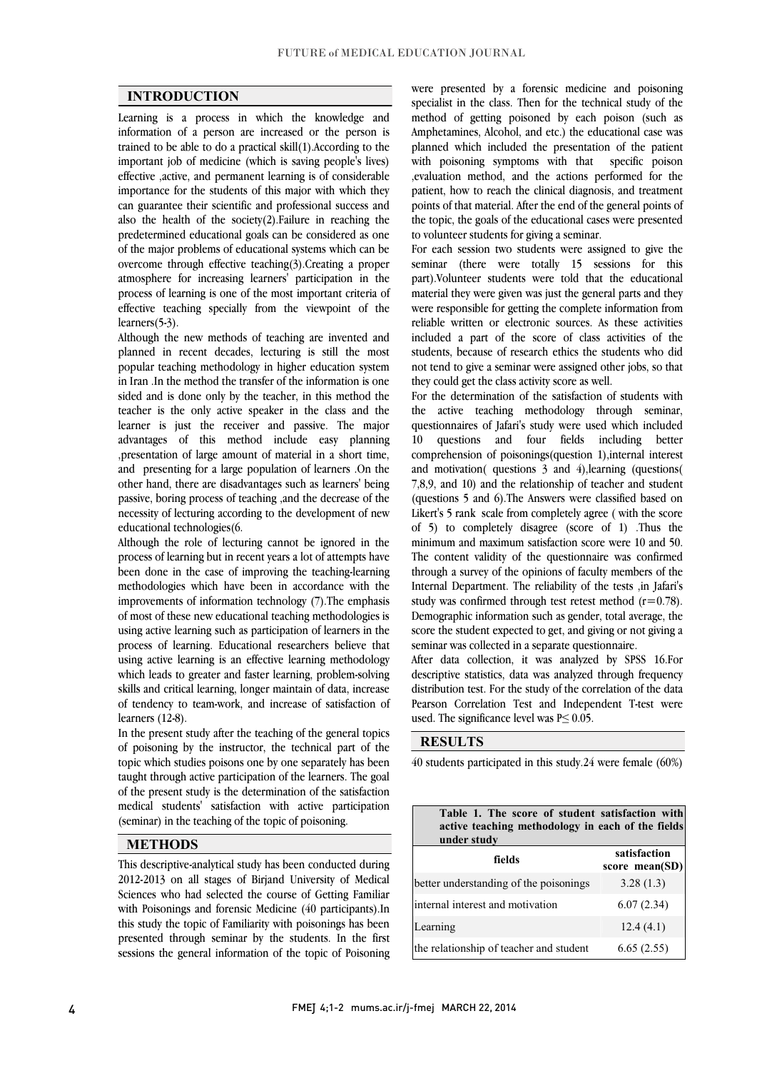## INTRODUCTION

Learning is a process in which the knowledge and information of a person are increased or the person is trained to be able to do a practical skill(1).According to the important job of medicine (which is saving people's lives) effective ,active, and permanent learning is of considerable importance for the students of this major with which they can guarantee their scientific and professional success and also the health of the society(2).Failure in reaching the predetermined educational goals can be considered as one of the major problems of educational systems which can be overcome through effective teaching(3).Creating a proper atmosphere for increasing learners' participation in the process of learning is one of the most important criteria of effective teaching specially from the viewpoint of the learners(5-3).

Although the new methods of teaching are invented and planned in recent decades, lecturing is still the most popular teaching methodology in higher education system in Iran .In the method the transfer of the information is one sided and is done only by the teacher, in this method the teacher is the only active speaker in the class and the learner is just the receiver and passive. The major advantages of this method include easy planning ,presentation of large amount of material in a short time, and presenting for a large population of learners .On the other hand, there are disadvantages such as learners' being passive, boring process of teaching ,and the decrease of the necessity of lecturing according to the development of new educational technologies(6.

Although the role of lecturing cannot be ignored in the process of learning but in recent years a lot of attempts have been done in the case of improving the teaching-learning methodologies which have been in accordance with the improvements of information technology (7).The emphasis of most of these new educational teaching methodologies is using active learning such as participation of learners in the process of learning. Educational researchers believe that using active learning is an effective learning methodology which leads to greater and faster learning, problem-solving skills and critical learning, longer maintain of data, increase of tendency to team-work, and increase of satisfaction of learners (12-8).

In the present study after the teaching of the general topics of poisoning by the instructor, the technical part of the topic which studies poisons one by one separately has been taught through active participation of the learners. The goal of the present study is the determination of the satisfaction medical students' satisfaction with active participation (seminar) in the teaching of the topic of poisoning.

## METHODS

This descriptive-analytical study has been conducted during 2012-2013 on all stages of Birjand University of Medical Sciences who had selected the course of Getting Familiar with Poisonings and forensic Medicine (40 participants).In this study the topic of Familiarity with poisonings has been presented through seminar by the students. In the first sessions the general information of the topic of Poisoning were presented by a forensic medicine and poisoning specialist in the class. Then for the technical study of the method of getting poisoned by each poison (such as Amphetamines, Alcohol, and etc.) the educational case was planned which included the presentation of the patient with poisoning symptoms with that specific poison ,evaluation method, and the actions performed for the patient, how to reach the clinical diagnosis, and treatment points of that material. After the end of the general points of the topic, the goals of the educational cases were presented to volunteer students for giving a seminar.

For each session two students were assigned to give the seminar (there were totally 15 sessions for this part).Volunteer students were told that the educational material they were given was just the general parts and they were responsible for getting the complete information from reliable written or electronic sources. As these activities included a part of the score of class activities of the students, because of research ethics the students who did not tend to give a seminar were assigned other jobs, so that they could get the class activity score as well.

For the determination of the satisfaction of students with the active teaching methodology through seminar, questionnaires of Jafari's study were used which included 10 questions and four fields including better comprehension of poisonings(question 1),internal interest and motivation( questions 3 and 4),learning (questions( 7,8,9, and 10) and the relationship of teacher and student (questions 5 and 6).The Answers were classified based on Likert's 5 rank scale from completely agree ( with the score of 5) to completely disagree (score of 1) .Thus the minimum and maximum satisfaction score were 10 and 50. The content validity of the questionnaire was confirmed through a survey of the opinions of faculty members of the Internal Department. The reliability of the tests ,in Jafari's study was confirmed through test retest method ($r=0.78$). Demographic information such as gender, total average, the score the student expected to get, and giving or not giving a seminar was collected in a separate questionnaire.

After data collection, it was analyzed by SPSS 16.For descriptive statistics, data was analyzed through frequency distribution test. For the study of the correlation of the data Pearson Correlation Test and Independent T-test were used. The significance level was $P \leq 0.05$.

## RESULTS

40 students participated in this study.24 were female (60%)

**Table 1. The score of student satisfaction with active teaching methodology in each of the fields under study**

| fields | satisfaction score mean(SD) |
|---|---|
| better understanding of the poisonings | 3.28 (1.3) |
| internal interest and motivation | 6.07 (2.34) |
| Learning | 12.4 (4.1) |
| the relationship of teacher and student | 6.65 (2.55) |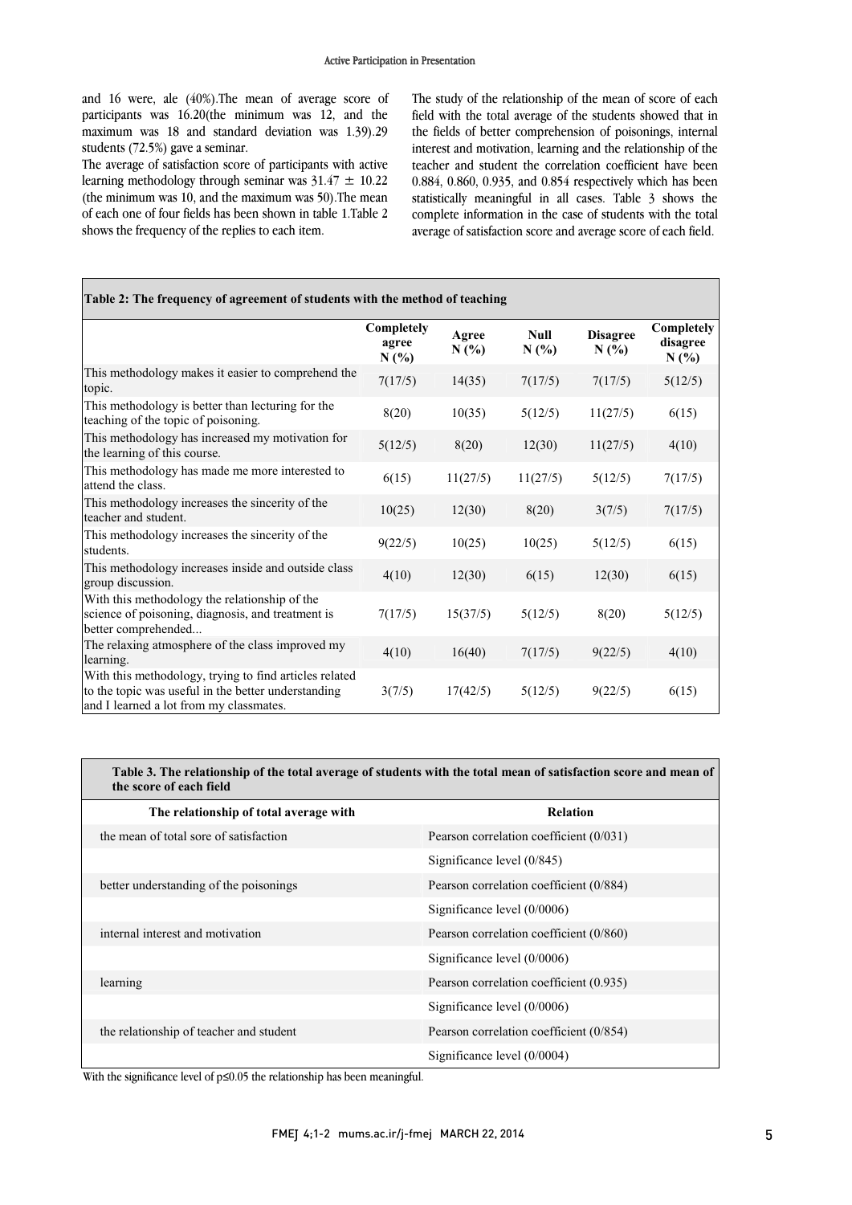and 16 were, ale (40%).The mean of average score of participants was 16.20(the minimum was 12, and the maximum was 18 and standard deviation was 1.39).29 students (72.5%) gave a seminar.

The average of satisfaction score of participants with active learning methodology through seminar was 31.47 ± 10.22 (the minimum was 10, and the maximum was 50).The mean of each one of four fields has been shown in table 1.Table 2 shows the frequency of the replies to each item.

The study of the relationship of the mean of score of each field with the total average of the students showed that in the fields of better comprehension of poisonings, internal interest and motivation, learning and the relationship of the teacher and student the correlation coefficient have been 0.884, 0.860, 0.935, and 0.854 respectively which has been statistically meaningful in all cases. Table 3 shows the complete information in the case of students with the total average of satisfaction score and average score of each field.

**Table 2: The frequency of agreement of students with the method of teaching**

| | Completely agree N (%) | Agree N (%) | Null N (%) | Disagree N (%) | Completely disagree N (%) |
|---|---|---|---|---|---|
| This methodology makes it easier to comprehend the topic. | 7(17/5) | 14(35) | 7(17/5) | 7(17/5) | 5(12/5) |
| This methodology is better than lecturing for the teaching of the topic of poisoning. | 8(20) | 10(35) | 5(12/5) | 11(27/5) | 6(15) |
| This methodology has increased my motivation for the learning of this course. | 5(12/5) | 8(20) | 12(30) | 11(27/5) | 4(10) |
| This methodology has made me more interested to attend the class. | 6(15) | 11(27/5) | 11(27/5) | 5(12/5) | 7(17/5) |
| This methodology increases the sincerity of the teacher and student. | 10(25) | 12(30) | 8(20) | 3(7/5) | 7(17/5) |
| This methodology increases the sincerity of the students. | 9(22/5) | 10(25) | 10(25) | 5(12/5) | 6(15) |
| This methodology increases inside and outside class group discussion. | 4(10) | 12(30) | 6(15) | 12(30) | 6(15) |
| With this methodology the relationship of the science of poisoning, diagnosis, and treatment is better comprehended... | 7(17/5) | 15(37/5) | 5(12/5) | 8(20) | 5(12/5) |
| The relaxing atmosphere of the class improved my learning. | 4(10) | 16(40) | 7(17/5) | 9(22/5) | 4(10) |
| With this methodology, trying to find articles related to the topic was useful in the better understanding and I learned a lot from my classmates. | 3(7/5) | 17(42/5) | 5(12/5) | 9(22/5) | 6(15) |

**Table 3. The relationship of the total average of students with the total mean of satisfaction score and mean of the score of each field**

| The relationship of total average with | Relation |
|---|---|
| the mean of total sore of satisfaction | Pearson correlation coefficient (0/031) |
| | Significance level (0/845) |
| better understanding of the poisonings | Pearson correlation coefficient (0/884) |
| | Significance level (0/0006) |
| internal interest and motivation | Pearson correlation coefficient (0/860) |
| | Significance level (0/0006) |
| learning | Pearson correlation coefficient (0.935) |
| | Significance level (0/0006) |
| the relationship of teacher and student | Pearson correlation coefficient (0/854) |
| | Significance level (0/0004) |

With the significance level of $p \leq 0.05$ the relationship has been meaningful.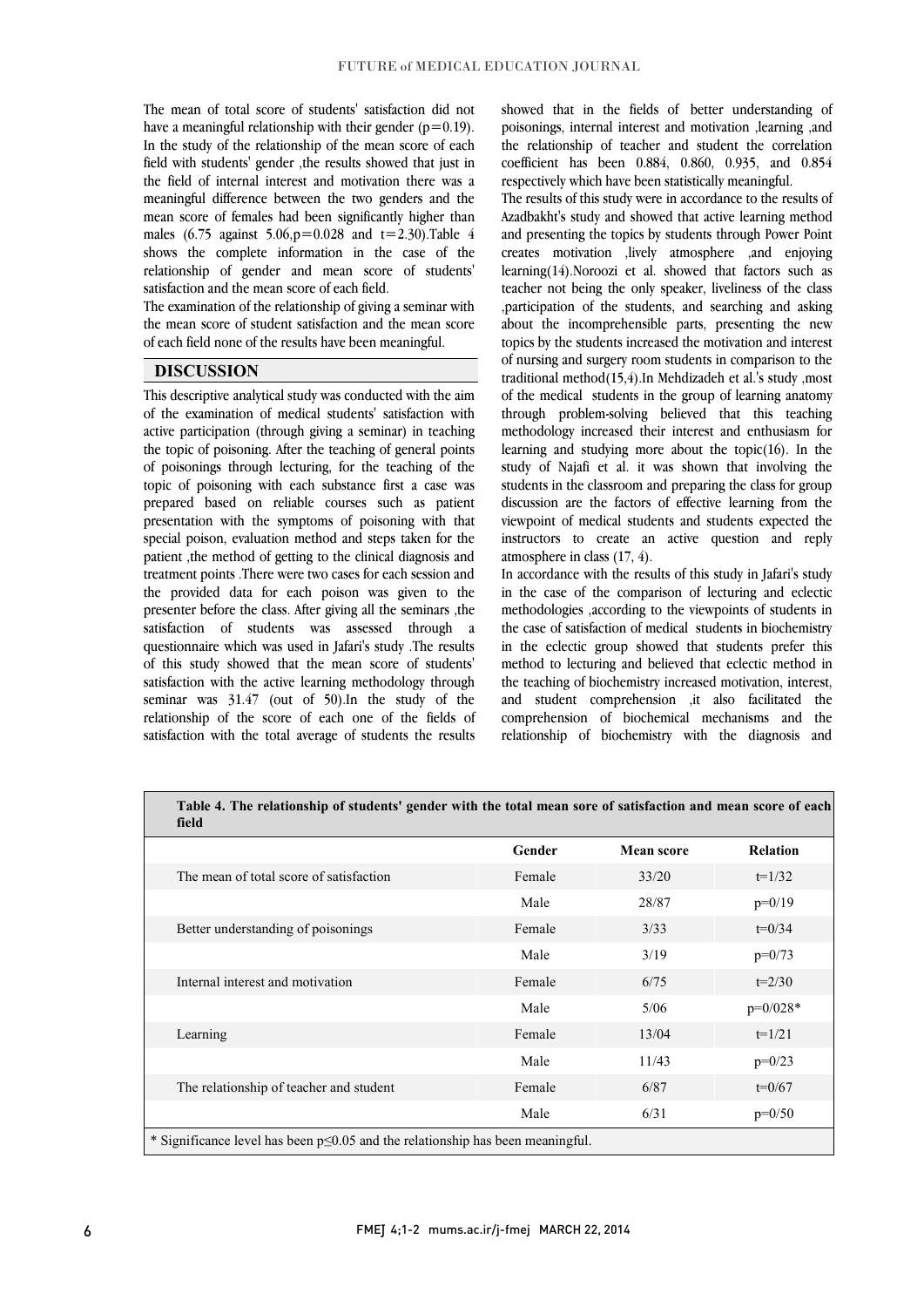The mean of total score of students' satisfaction did not have a meaningful relationship with their gender (p=0.19). In the study of the relationship of the mean score of each field with students' gender ,the results showed that just in the field of internal interest and motivation there was a meaningful difference between the two genders and the mean score of females had been significantly higher than males (6.75 against 5.06,p=0.028 and t=2.30).Table 4 shows the complete information in the case of the relationship of gender and mean score of students' satisfaction and the mean score of each field.

The examination of the relationship of giving a seminar with the mean score of student satisfaction and the mean score of each field none of the results have been meaningful.

## DISCUSSION

This descriptive analytical study was conducted with the aim of the examination of medical students' satisfaction with active participation (through giving a seminar) in teaching the topic of poisoning. After the teaching of general points of poisonings through lecturing, for the teaching of the topic of poisoning with each substance first a case was prepared based on reliable courses such as patient presentation with the symptoms of poisoning with that special poison, evaluation method and steps taken for the patient ,the method of getting to the clinical diagnosis and treatment points .There were two cases for each session and the provided data for each poison was given to the presenter before the class. After giving all the seminars ,the satisfaction of students was assessed through a questionnaire which was used in Jafari's study .The results of this study showed that the mean score of students' satisfaction with the active learning methodology through seminar was 31.47 (out of 50).In the study of the relationship of the score of each one of the fields of satisfaction with the total average of students the results showed that in the fields of better understanding of poisonings, internal interest and motivation ,learning ,and the relationship of teacher and student the correlation coefficient has been 0.884, 0.860, 0.935, and 0.854 respectively which have been statistically meaningful.

The results of this study were in accordance to the results of Azadbakht's study and showed that active learning method and presenting the topics by students through Power Point creates motivation ,lively atmosphere ,and enjoying learning(14).Noroozi et al. showed that factors such as teacher not being the only speaker, liveliness of the class ,participation of the students, and searching and asking about the incomprehensible parts, presenting the new topics by the students increased the motivation and interest of nursing and surgery room students in comparison to the traditional method(15,4).In Mehdizadeh et al.'s study ,most of the medical students in the group of learning anatomy through problem-solving believed that this teaching methodology increased their interest and enthusiasm for learning and studying more about the topic(16). In the study of Najafi et al. it was shown that involving the students in the classroom and preparing the class for group discussion are the factors of effective learning from the viewpoint of medical students and students expected the instructors to create an active question and reply atmosphere in class (17, 4).

In accordance with the results of this study in Jafari's study in the case of the comparison of lecturing and eclectic methodologies ,according to the viewpoints of students in the case of satisfaction of medical students in biochemistry in the eclectic group showed that students prefer this method to lecturing and believed that eclectic method in the teaching of biochemistry increased motivation, interest, and student comprehension ,it also facilitated the comprehension of biochemical mechanisms and the relationship of biochemistry with the diagnosis and

**Table 4. The relationship of students' gender with the total mean sore of satisfaction and mean score of each field**

| | Gender | Mean score | Relation |
|---|---|---|---|
| The mean of total score of satisfaction | Female | 33/20 | t=1/32 |
| | Male | 28/87 | p=0/19 |
| Better understanding of poisonings | Female | 3/33 | t=0/34 |
| | Male | 3/19 | p=0/73 |
| Internal interest and motivation | Female | 6/75 | t=2/30 |
| | Male | 5/06 | p=0/028* |
| Learning | Female | 13/04 | t=1/21 |
| | Male | 11/43 | p=0/23 |
| The relationship of teacher and student | Female | 6/87 | t=0/67 |
| | Male | 6/31 | p=0/50 |

* Significance level has been p≤0.05 and the relationship has been meaningful.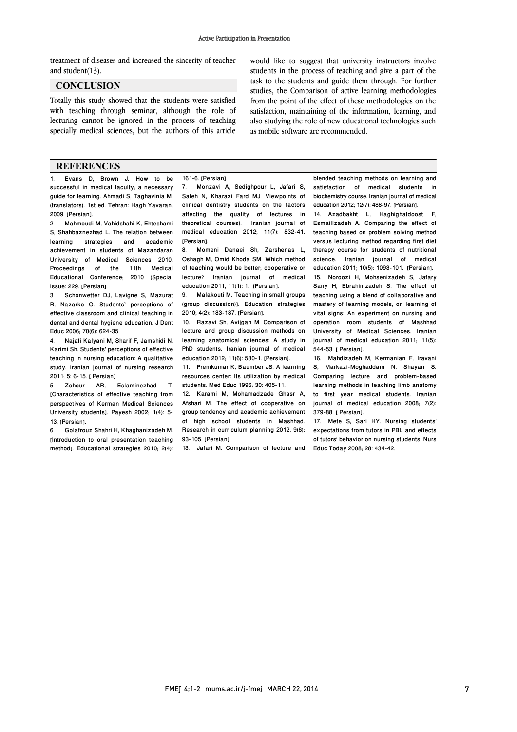treatment of diseases and increased the sincerity of teacher and student(13).

## CONCLUSION

Totally this study showed that the students were satisfied with teaching through seminar, although the role of lecturing cannot be ignored in the process of teaching specially medical sciences, but the authors of this article would like to suggest that university instructors involve students in the process of teaching and give a part of the task to the students and guide them through. For further studies, the Comparison of active learning methodologies from the point of the effect of these methodologies on the satisfaction, maintaining of the information, learning, and also studying the role of new educational technologies such as mobile software are recommended.

## REFERENCES

1. Evans D, Brown J. How to be successful in medical faculty; a necessary guide for learning. Ahmadi S, Taghavinia M. (translators). 1st ed. Tehran: Hagh Yavaran; 2009. [Persian].
2. Mahmoudi M, Vahidshahi K, Ehteshami S, Shahbaznezhad L. The relation between learning strategies and academic achievement in students of Mazandaran University of Medical Sciences 2010. Proceedings of the 11th Medical Educational Conference; 2010 (Special Issue: 229. [Persian].
3. Schonwetter DJ, Lavigne S, Mazurat R, Nazarko O. Students` perceptions of effective classroom and clinical teaching in dental and dental hygiene education. J Dent Educ 2006; 70(6): 624-35.
4. Najafi Kalyani M, Sharif F, Jamshidi N, Karimi Sh. Students' perceptions of effective teaching in nursing education: A qualitative study. Iranian journal of nursing research 2011; 5: 6-15. [ Persian].
5. Zohour AR, Eslaminezhad T. [Characteristics of effective teaching from perspectives of Kerman Medical Sciences University students]. Payesh 2002; 1(4): 5-13. [Persian].
6. Golafrouz Shahri H, Khaghanizadeh M. [Introduction to oral presentation teaching method]. Educational strategies 2010; 2(4): 161-6. [Persian].
7. Monzavi A, Sedighpour L, Jafari S, Saleh N, Kharazi Fard MJ. Viewpoints of clinical dentistry students on the factors affecting the quality of lectures in theoretical courses]. Iranian journal of medical education 2012; 11(7): 832-41. [Persian].
8. Momeni Danaei Sh, Zarshenas L, Oshagh M, Omid Khoda SM. Which method of teaching would be better; cooperative or lecture? Iranian journal of medical education 2011, 11(1): 1. [Persian].
9. Malakouti M. Teaching in small groups (group discussion)]. Education strategies 2010; 4(2): 183-187. [Persian].
10. Razavi Sh, Avijgan M. Comparison of lecture and group discussion methods on learning anatomical sciences: A study in PhD students. Iranian journal of medical education 2012; 11(6): 580-1. [Persian].
11. Premkumar K, Baumber JS. A learning resources center: Its utilization by medical students. Med Educ 1996; 30: 405-11.
12. Karami M, Mohamadzade Ghasr A, Afshari M. The effect of cooperative on group tendency and academic achievement of high school students in Mashhad. Research in curriculum planning 2012, 9(6): 93-105. [Persian].
13. Jafari M. Comparison of lecture and blended teaching methods on learning and satisfaction of medical students in biochemistry course. Iranian journal of medical education 2012; 12(7): 488-97. [Persian].
14. Azadbakht L, Haghighatdoost F, Esmaillzadeh A. Comparing the effect of teaching based on problem solving method versus lecturing method regarding first diet therapy course for students of nutritional science. Iranian journal of medical education 2011; 10(5): 1093-101. [Persian].
15. Noroozi H, Mohsenizadeh S, Jafary Sany H, Ebrahimzadeh S. The effect of teaching using a blend of collaborative and mastery of learning models, on learning of vital signs: An experiment on nursing and operation room students of Mashhad University of Medical Sciences. Iranian journal of medical education 2011; 11(5): 544-53. [ Persian].
16. Mahdizadeh M, Kermanian F, Iravani S, Markazi-Moghaddam N, Shayan S. Comparing lecture and problem-based learning methods in teaching limb anatomy to first year medical students. Iranian journal of medical education 2008; 7(2): 379-88. [ Persian].
17. Mete S, Sari HY. Nursing students' expectations from tutors in PBL and effects of tutors' behavior on nursing students. Nurs Educ Today 2008; 28: 434-42.